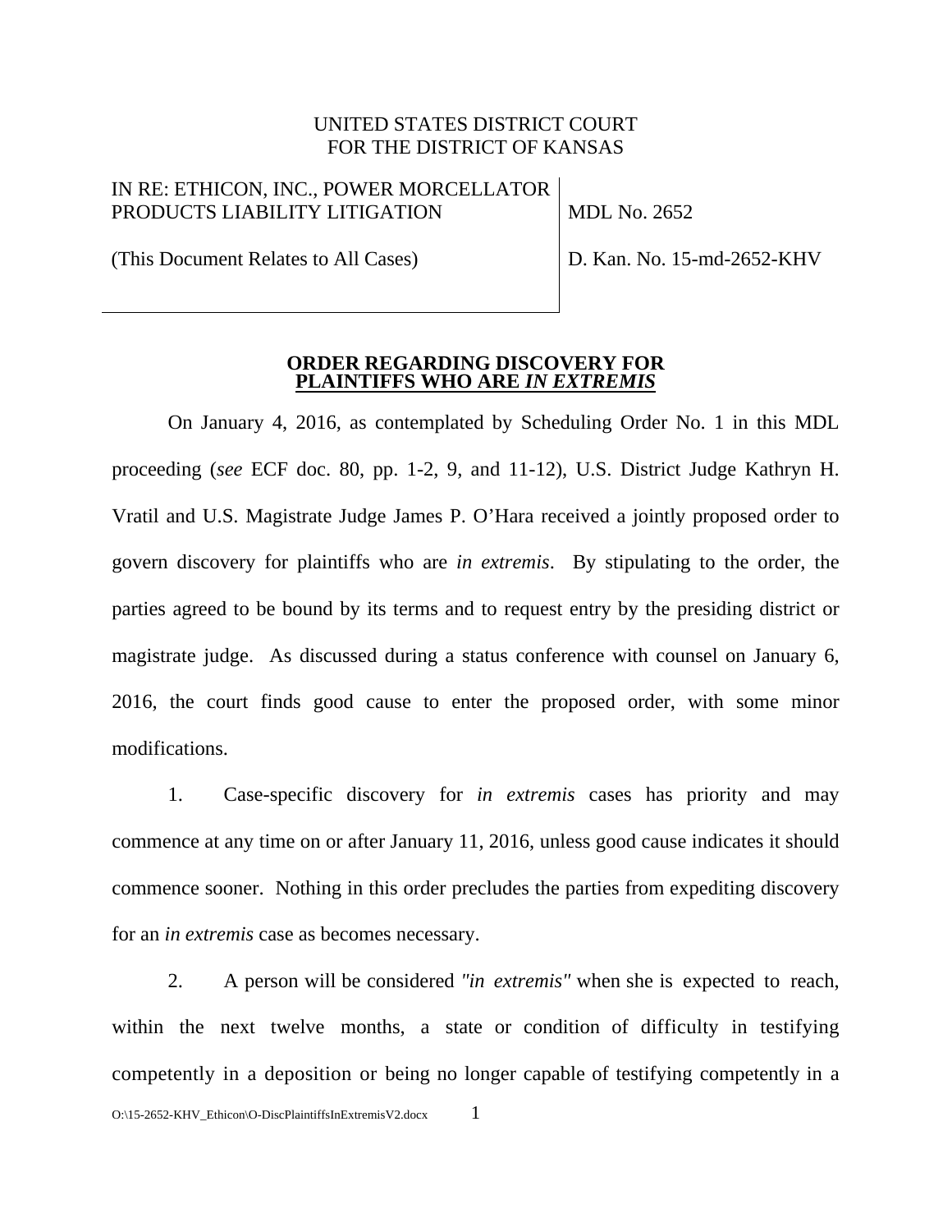UNITED STATES DISTRICT COURT
FOR THE DISTRICT OF KANSAS

| | |
|---|---|
| IN RE: ETHICON, INC., POWER MORCELLATOR PRODUCTS LIABILITY LITIGATION | MDL No. 2652 |
| (This Document Relates to All Cases) | D. Kan. No. 15-md-2652-KHV |

**ORDER REGARDING DISCOVERY FOR PLAINTIFFS WHO ARE *IN EXTREMIS***

On January 4, 2016, as contemplated by Scheduling Order No. 1 in this MDL proceeding (*see* ECF doc. 80, pp. 1-2, 9, and 11-12), U.S. District Judge Kathryn H. Vratil and U.S. Magistrate Judge James P. O'Hara received a jointly proposed order to govern discovery for plaintiffs who are *in extremis*. By stipulating to the order, the parties agreed to be bound by its terms and to request entry by the presiding district or magistrate judge. As discussed during a status conference with counsel on January 6, 2016, the court finds good cause to enter the proposed order, with some minor modifications.

1. Case-specific discovery for *in extremis* cases has priority and may commence at any time on or after January 11, 2016, unless good cause indicates it should commence sooner. Nothing in this order precludes the parties from expediting discovery for an *in extremis* case as becomes necessary.

2. A person will be considered *"in extremis"* when she is expected to reach, within the next twelve months, a state or condition of difficulty in testifying competently in a deposition or being no longer capable of testifying competently in a

O:\15-2652-KHV_Ethicon\O-DiscPlaintiffsInExtremisV2.docx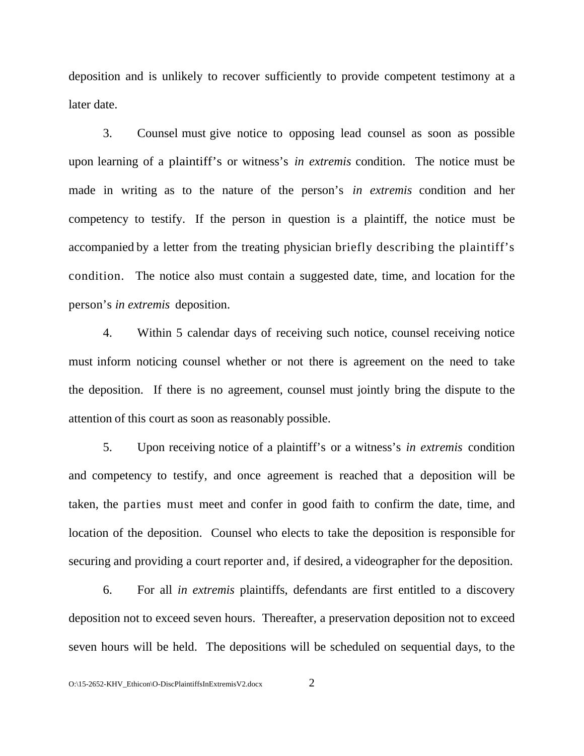deposition and is unlikely to recover sufficiently to provide competent testimony at a later date.

3. Counsel must give notice to opposing lead counsel as soon as possible upon learning of a plaintiff's or witness's *in extremis* condition. The notice must be made in writing as to the nature of the person's *in extremis* condition and her competency to testify. If the person in question is a plaintiff, the notice must be accompanied by a letter from the treating physician briefly describing the plaintiff's condition. The notice also must contain a suggested date, time, and location for the person's *in extremis* deposition.

4. Within 5 calendar days of receiving such notice, counsel receiving notice must inform noticing counsel whether or not there is agreement on the need to take the deposition. If there is no agreement, counsel must jointly bring the dispute to the attention of this court as soon as reasonably possible.

5. Upon receiving notice of a plaintiff's or a witness's *in extremis* condition and competency to testify, and once agreement is reached that a deposition will be taken, the parties must meet and confer in good faith to confirm the date, time, and location of the deposition. Counsel who elects to take the deposition is responsible for securing and providing a court reporter and, if desired, a videographer for the deposition.

6. For all *in extremis* plaintiffs, defendants are first entitled to a discovery deposition not to exceed seven hours. Thereafter, a preservation deposition not to exceed seven hours will be held. The depositions will be scheduled on sequential days, to the

O:\15-2652-KHV_Ethicon\O-DiscPlaintiffsInExtremisV2.docx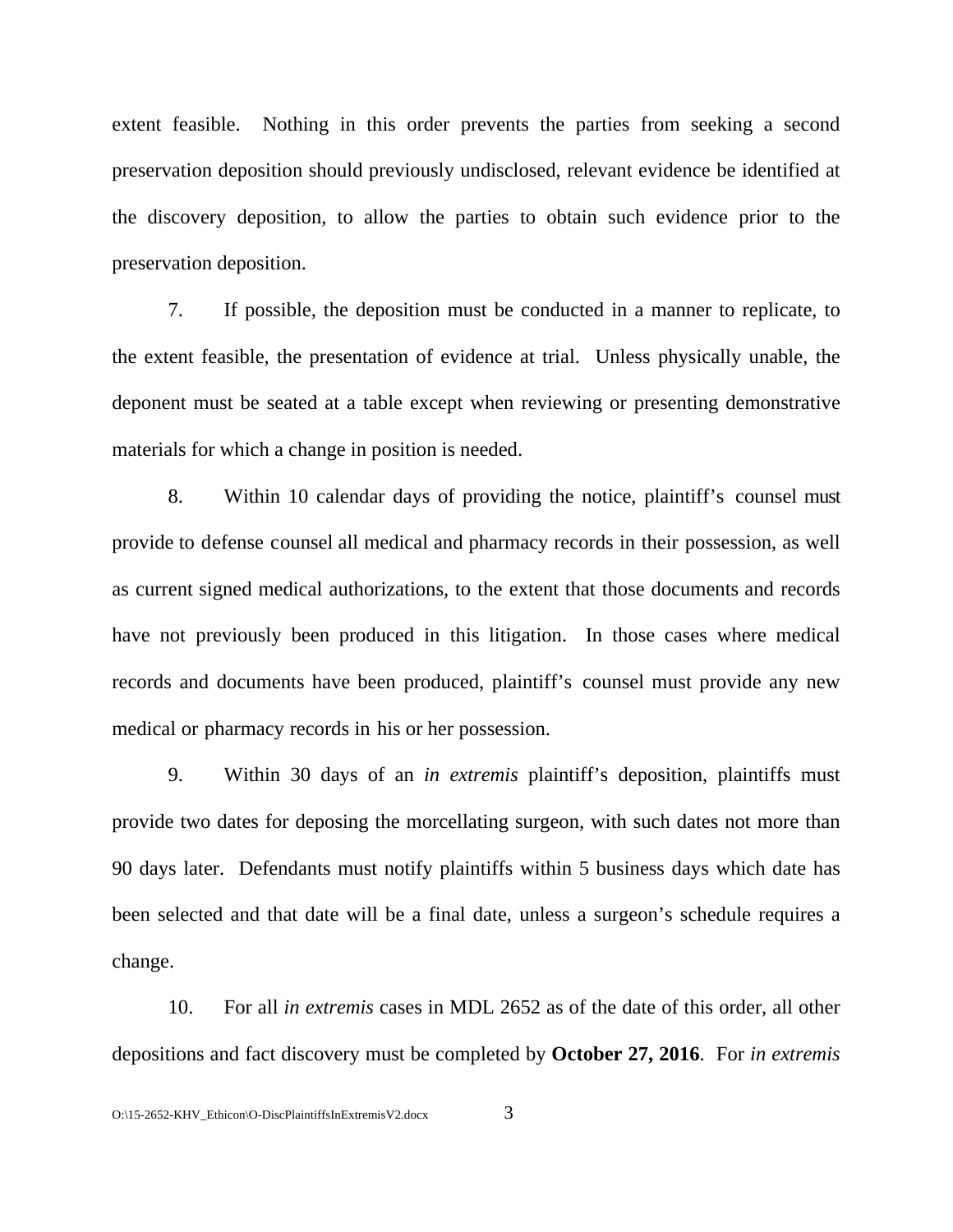extent feasible. Nothing in this order prevents the parties from seeking a second preservation deposition should previously undisclosed, relevant evidence be identified at the discovery deposition, to allow the parties to obtain such evidence prior to the preservation deposition.

7. If possible, the deposition must be conducted in a manner to replicate, to the extent feasible, the presentation of evidence at trial. Unless physically unable, the deponent must be seated at a table except when reviewing or presenting demonstrative materials for which a change in position is needed.

8. Within 10 calendar days of providing the notice, plaintiff's counsel must provide to defense counsel all medical and pharmacy records in their possession, as well as current signed medical authorizations, to the extent that those documents and records have not previously been produced in this litigation. In those cases where medical records and documents have been produced, plaintiff's counsel must provide any new medical or pharmacy records in his or her possession.

9. Within 30 days of an *in extremis* plaintiff's deposition, plaintiffs must provide two dates for deposing the morcellating surgeon, with such dates not more than 90 days later. Defendants must notify plaintiffs within 5 business days which date has been selected and that date will be a final date, unless a surgeon's schedule requires a change.

10. For all *in extremis* cases in MDL 2652 as of the date of this order, all other depositions and fact discovery must be completed by **October 27, 2016**. For *in extremis*

O:\15-2652-KHV_Ethicon\O-DiscPlaintiffsInExtremisV2.docx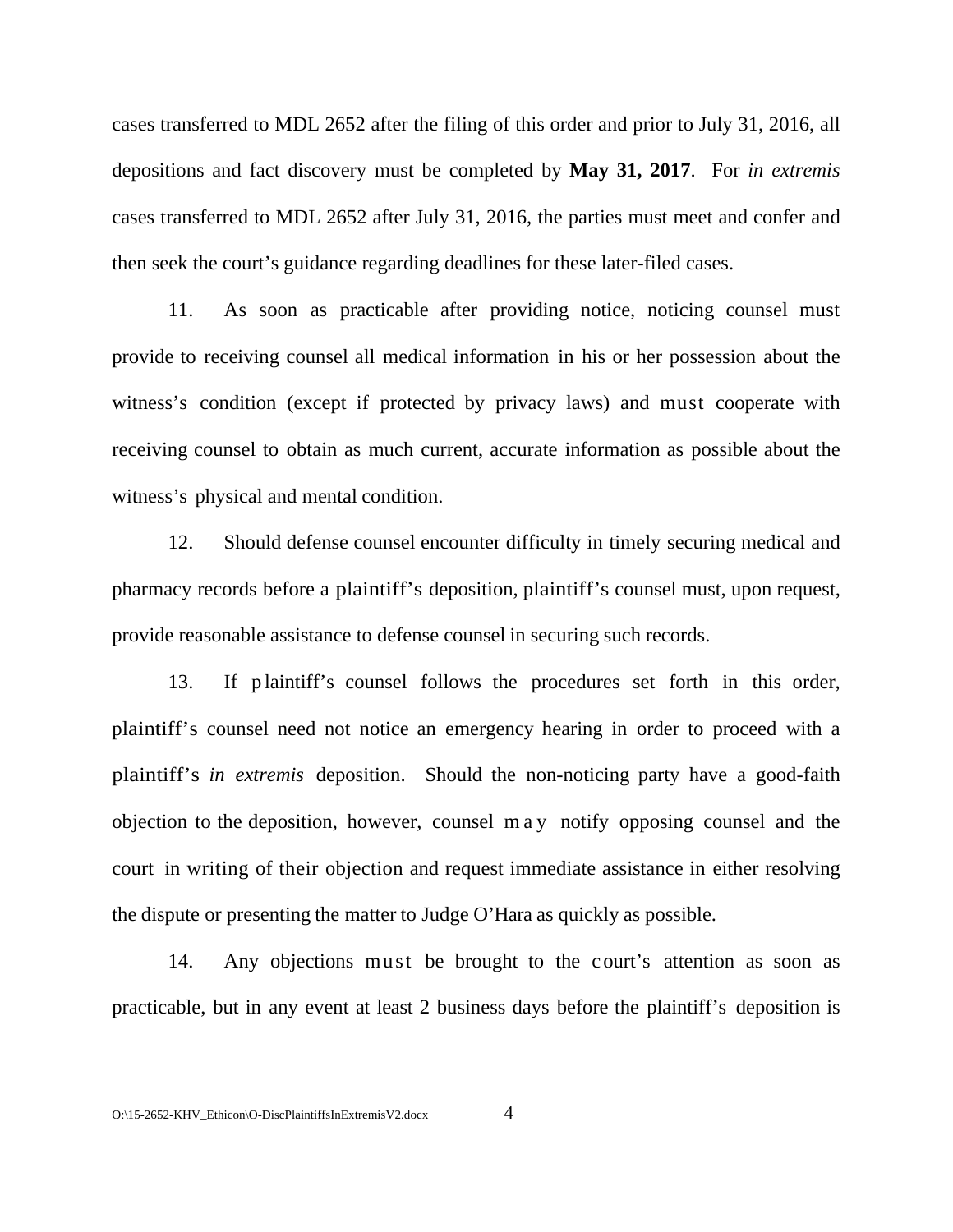cases transferred to MDL 2652 after the filing of this order and prior to July 31, 2016, all depositions and fact discovery must be completed by **May 31, 2017**. For *in extremis* cases transferred to MDL 2652 after July 31, 2016, the parties must meet and confer and then seek the court's guidance regarding deadlines for these later-filed cases.

11. As soon as practicable after providing notice, noticing counsel must provide to receiving counsel all medical information in his or her possession about the witness's condition (except if protected by privacy laws) and must cooperate with receiving counsel to obtain as much current, accurate information as possible about the witness's physical and mental condition.

12. Should defense counsel encounter difficulty in timely securing medical and pharmacy records before a plaintiff's deposition, plaintiff's counsel must, upon request, provide reasonable assistance to defense counsel in securing such records.

13. If plaintiff's counsel follows the procedures set forth in this order, plaintiff's counsel need not notice an emergency hearing in order to proceed with a plaintiff's *in extremis* deposition. Should the non-noticing party have a good-faith objection to the deposition, however, counsel may notify opposing counsel and the court in writing of their objection and request immediate assistance in either resolving the dispute or presenting the matter to Judge O'Hara as quickly as possible.

14. Any objections must be brought to the court's attention as soon as practicable, but in any event at least 2 business days before the plaintiff's deposition is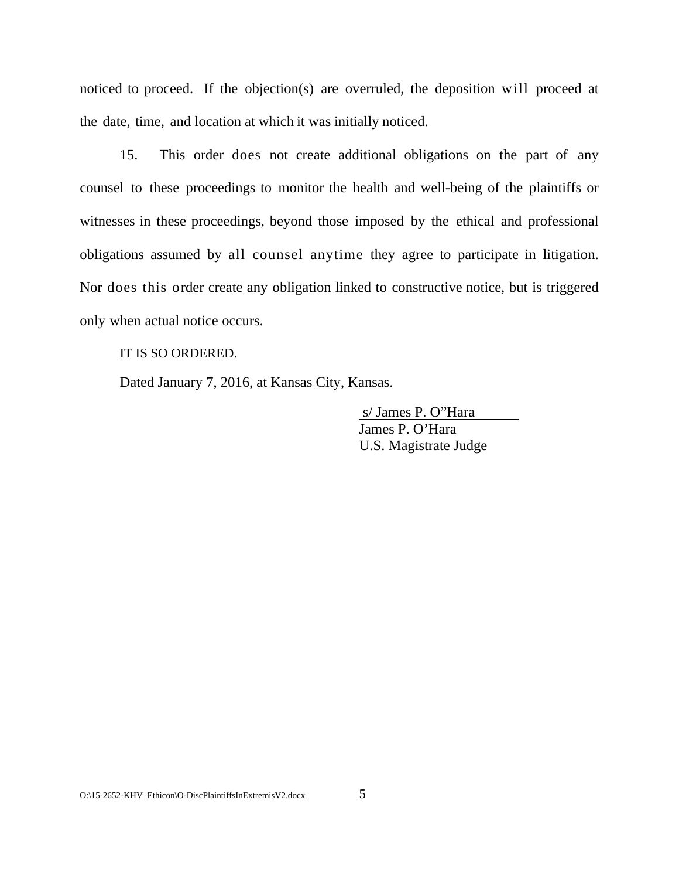noticed to proceed. If the objection(s) are overruled, the deposition will proceed at the date, time, and location at which it was initially noticed.

15. This order does not create additional obligations on the part of any counsel to these proceedings to monitor the health and well-being of the plaintiffs or witnesses in these proceedings, beyond those imposed by the ethical and professional obligations assumed by all counsel anytime they agree to participate in litigation. Nor does this order create any obligation linked to constructive notice, but is triggered only when actual notice occurs.

IT IS SO ORDERED.

Dated January 7, 2016, at Kansas City, Kansas.

s/ James P. O"Hara
James P. O'Hara
U.S. Magistrate Judge

O:\15-2652-KHV_Ethicon\O-DiscPlaintiffsInExtremisV2.docx